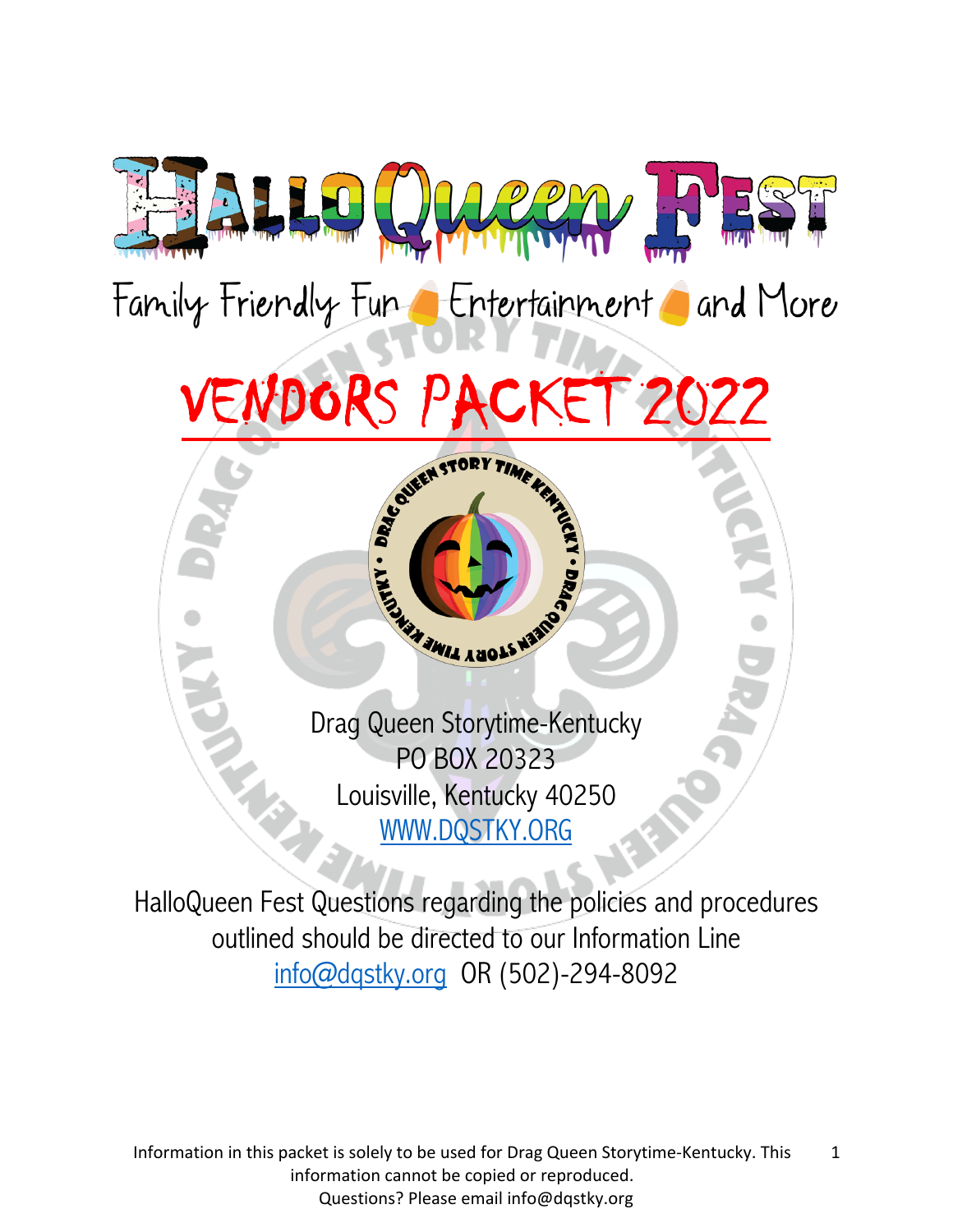# HalloQueen Fest

Family Friendly Fun · Entertainment · and More

# VENDORS PACKET 2022

Drag Queen Storytime-Kentucky
PO BOX 20323
Louisville, Kentucky 40250
WWW.DQSTKY.ORG

HalloQueen Fest Questions regarding the policies and procedures outlined should be directed to our Information Line info@dqstky.org OR (502)-294-8092

Information in this packet is solely to be used for Drag Queen Storytime-Kentucky. This information cannot be copied or reproduced.
Questions? Please email info@dqstky.org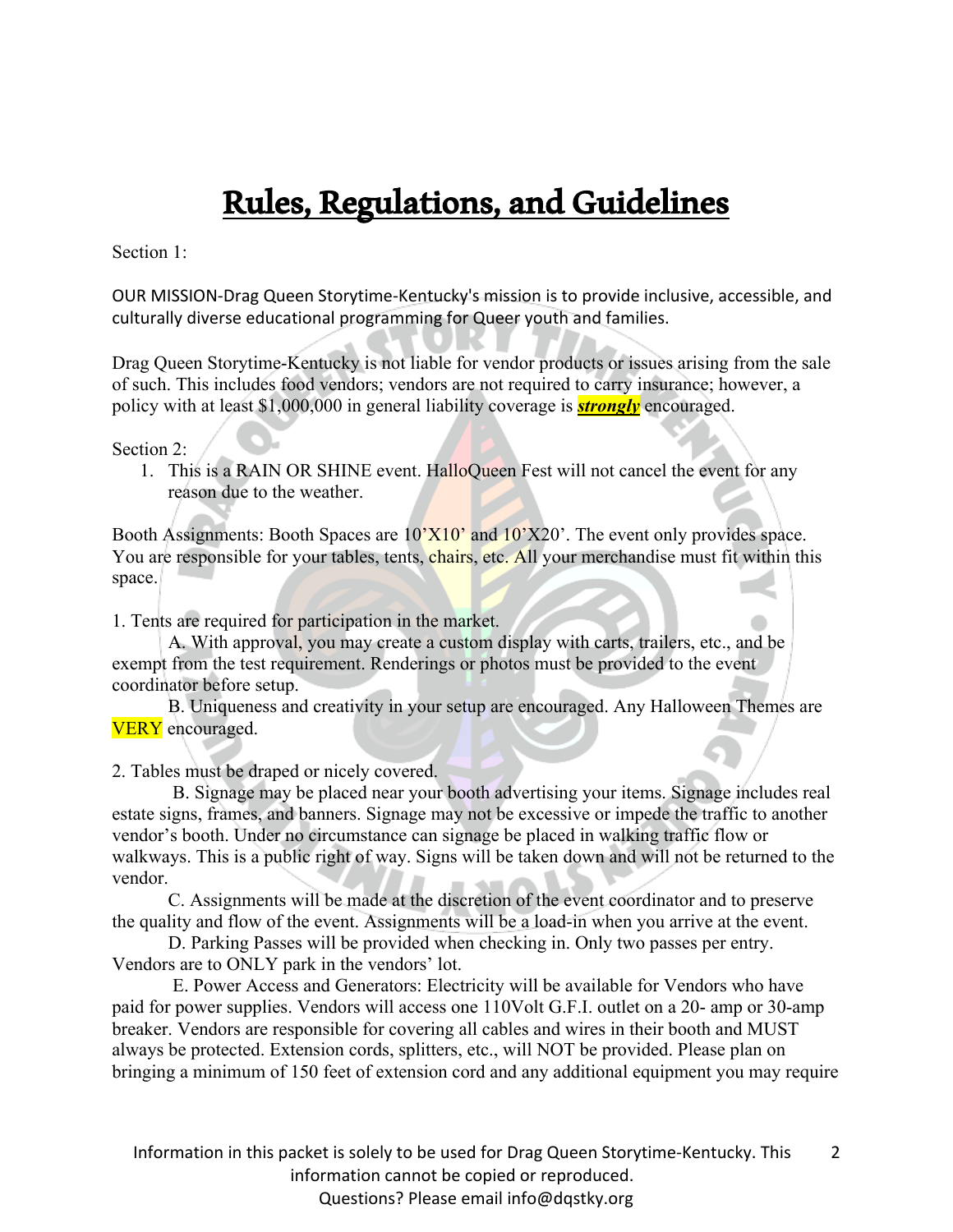# Rules, Regulations, and Guidelines

Section 1:

OUR MISSION-Drag Queen Storytime-Kentucky's mission is to provide inclusive, accessible, and culturally diverse educational programming for Queer youth and families.

Drag Queen Storytime-Kentucky is not liable for vendor products or issues arising from the sale of such. This includes food vendors; vendors are not required to carry insurance; however, a policy with at least $1,000,000 in general liability coverage is ***strongly*** encouraged.

Section 2:

1. This is a RAIN OR SHINE event. HalloQueen Fest will not cancel the event for any reason due to the weather.

Booth Assignments: Booth Spaces are 10'X10' and 10'X20'. The event only provides space. You are responsible for your tables, tents, chairs, etc. All your merchandise must fit within this space.

1. Tents are required for participation in the market.

A. With approval, you may create a custom display with carts, trailers, etc., and be exempt from the test requirement. Renderings or photos must be provided to the event coordinator before setup.

B. Uniqueness and creativity in your setup are encouraged. Any Halloween Themes are VERY encouraged.

2. Tables must be draped or nicely covered.

B. Signage may be placed near your booth advertising your items. Signage includes real estate signs, frames, and banners. Signage may not be excessive or impede the traffic to another vendor's booth. Under no circumstance can signage be placed in walking traffic flow or walkways. This is a public right of way. Signs will be taken down and will not be returned to the vendor.

C. Assignments will be made at the discretion of the event coordinator and to preserve the quality and flow of the event. Assignments will be a load-in when you arrive at the event.

D. Parking Passes will be provided when checking in. Only two passes per entry. Vendors are to ONLY park in the vendors' lot.

E. Power Access and Generators: Electricity will be available for Vendors who have paid for power supplies. Vendors will access one 110Volt G.F.I. outlet on a 20- amp or 30-amp breaker. Vendors are responsible for covering all cables and wires in their booth and MUST always be protected. Extension cords, splitters, etc., will NOT be provided. Please plan on bringing a minimum of 150 feet of extension cord and any additional equipment you may require

Information in this packet is solely to be used for Drag Queen Storytime-Kentucky. This information cannot be copied or reproduced.
Questions? Please email info@dqstky.org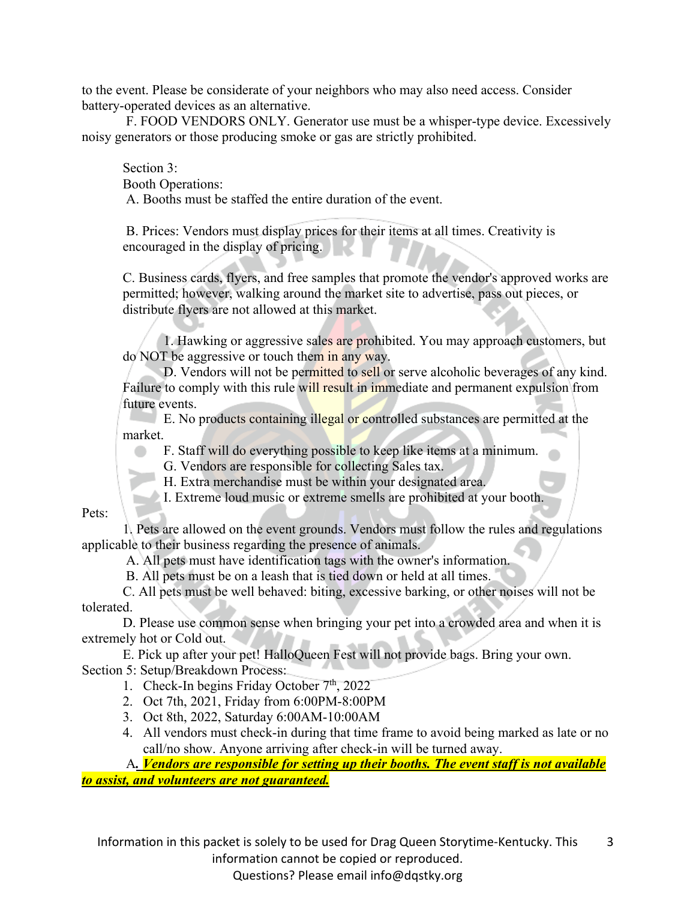to the event. Please be considerate of your neighbors who may also need access. Consider battery-operated devices as an alternative.

F. FOOD VENDORS ONLY. Generator use must be a whisper-type device. Excessively noisy generators or those producing smoke or gas are strictly prohibited.

Section 3:

Booth Operations:

A. Booths must be staffed the entire duration of the event.

B. Prices: Vendors must display prices for their items at all times. Creativity is encouraged in the display of pricing.

C. Business cards, flyers, and free samples that promote the vendor's approved works are permitted; however, walking around the market site to advertise, pass out pieces, or distribute flyers are not allowed at this market.

1. Hawking or aggressive sales are prohibited. You may approach customers, but do NOT be aggressive or touch them in any way.

D. Vendors will not be permitted to sell or serve alcoholic beverages of any kind. Failure to comply with this rule will result in immediate and permanent expulsion from future events.

E. No products containing illegal or controlled substances are permitted at the market.

F. Staff will do everything possible to keep like items at a minimum.

G. Vendors are responsible for collecting Sales tax.

H. Extra merchandise must be within your designated area.

I. Extreme loud music or extreme smells are prohibited at your booth.

Pets:

1. Pets are allowed on the event grounds. Vendors must follow the rules and regulations applicable to their business regarding the presence of animals.

A. All pets must have identification tags with the owner's information.

B. All pets must be on a leash that is tied down or held at all times.

C. All pets must be well behaved: biting, excessive barking, or other noises will not be tolerated.

D. Please use common sense when bringing your pet into a crowded area and when it is extremely hot or Cold out.

E. Pick up after your pet! HalloQueen Fest will not provide bags. Bring your own.

Section 5: Setup/Breakdown Process:

1. Check-In begins Friday October 7th, 2022
2. Oct 7th, 2021, Friday from 6:00PM-8:00PM
3. Oct 8th, 2022, Saturday 6:00AM-10:00AM
4. All vendors must check-in during that time frame to avoid being marked as late or no call/no show. Anyone arriving after check-in will be turned away.

A. ***Vendors are responsible for setting up their booths. The event staff is not available to assist, and volunteers are not guaranteed.***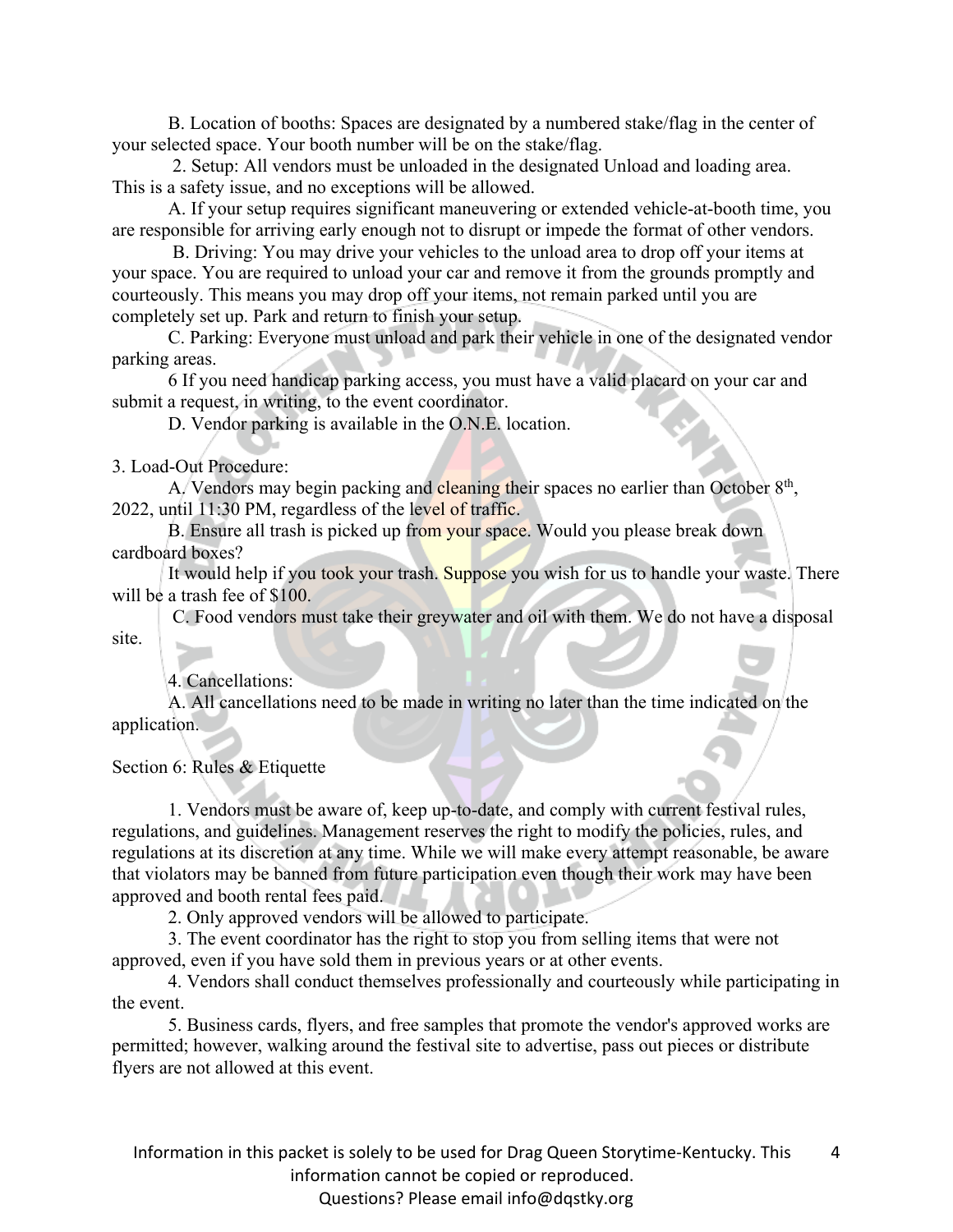B. Location of booths: Spaces are designated by a numbered stake/flag in the center of your selected space. Your booth number will be on the stake/flag.

2. Setup: All vendors must be unloaded in the designated Unload and loading area. This is a safety issue, and no exceptions will be allowed.

A. If your setup requires significant maneuvering or extended vehicle-at-booth time, you are responsible for arriving early enough not to disrupt or impede the format of other vendors.

B. Driving: You may drive your vehicles to the unload area to drop off your items at your space. You are required to unload your car and remove it from the grounds promptly and courteously. This means you may drop off your items, not remain parked until you are completely set up. Park and return to finish your setup.

C. Parking: Everyone must unload and park their vehicle in one of the designated vendor parking areas.

6 If you need handicap parking access, you must have a valid placard on your car and submit a request, in writing, to the event coordinator.

D. Vendor parking is available in the O.N.E. location.

3. Load-Out Procedure:

A. Vendors may begin packing and cleaning their spaces no earlier than October 8th, 2022, until 11:30 PM, regardless of the level of traffic.

B. Ensure all trash is picked up from your space. Would you please break down cardboard boxes?

It would help if you took your trash. Suppose you wish for us to handle your waste. There will be a trash fee of $100.

C. Food vendors must take their greywater and oil with them. We do not have a disposal site.

4. Cancellations:

A. All cancellations need to be made in writing no later than the time indicated on the application.

Section 6: Rules & Etiquette

1. Vendors must be aware of, keep up-to-date, and comply with current festival rules, regulations, and guidelines. Management reserves the right to modify the policies, rules, and regulations at its discretion at any time. While we will make every attempt reasonable, be aware that violators may be banned from future participation even though their work may have been approved and booth rental fees paid.

2. Only approved vendors will be allowed to participate.

3. The event coordinator has the right to stop you from selling items that were not approved, even if you have sold them in previous years or at other events.

4. Vendors shall conduct themselves professionally and courteously while participating in the event.

5. Business cards, flyers, and free samples that promote the vendor's approved works are permitted; however, walking around the festival site to advertise, pass out pieces or distribute flyers are not allowed at this event.

Information in this packet is solely to be used for Drag Queen Storytime-Kentucky. This information cannot be copied or reproduced.
Questions? Please email info@dqstky.org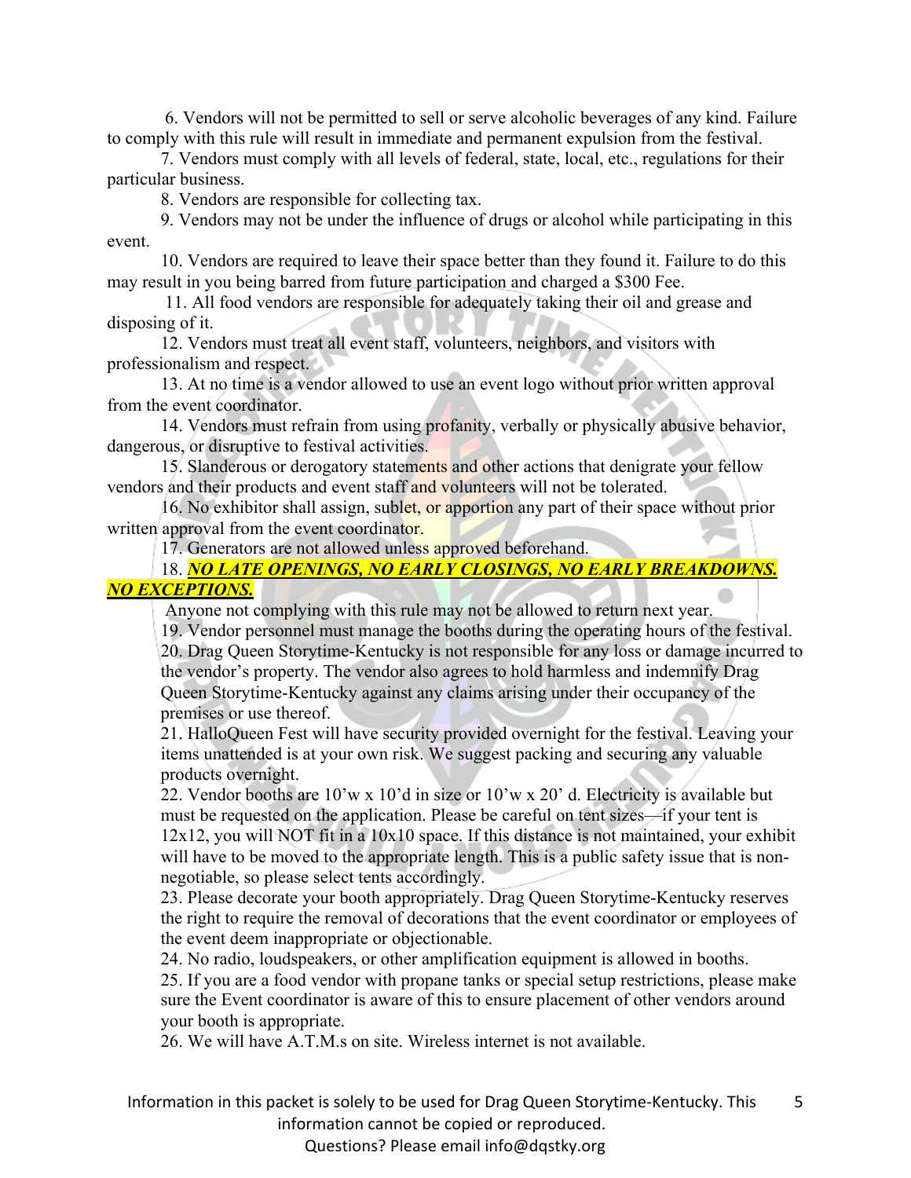6. Vendors will not be permitted to sell or serve alcoholic beverages of any kind. Failure to comply with this rule will result in immediate and permanent expulsion from the festival.

7. Vendors must comply with all levels of federal, state, local, etc., regulations for their particular business.

8. Vendors are responsible for collecting tax.

9. Vendors may not be under the influence of drugs or alcohol while participating in this event.

10. Vendors are required to leave their space better than they found it. Failure to do this may result in you being barred from future participation and charged a $300 Fee.

11. All food vendors are responsible for adequately taking their oil and grease and disposing of it.

12. Vendors must treat all event staff, volunteers, neighbors, and visitors with professionalism and respect.

13. At no time is a vendor allowed to use an event logo without prior written approval from the event coordinator.

14. Vendors must refrain from using profanity, verbally or physically abusive behavior, dangerous, or disruptive to festival activities.

15. Slanderous or derogatory statements and other actions that denigrate your fellow vendors and their products and event staff and volunteers will not be tolerated.

16. No exhibitor shall assign, sublet, or apportion any part of their space without prior written approval from the event coordinator.

17. Generators are not allowed unless approved beforehand.

18. ***NO LATE OPENINGS, NO EARLY CLOSINGS, NO EARLY BREAKDOWNS. NO EXCEPTIONS.***

Anyone not complying with this rule may not be allowed to return next year.

19. Vendor personnel must manage the booths during the operating hours of the festival.

20. Drag Queen Storytime-Kentucky is not responsible for any loss or damage incurred to the vendor's property. The vendor also agrees to hold harmless and indemnify Drag Queen Storytime-Kentucky against any claims arising under their occupancy of the premises or use thereof.

21. HalloQueen Fest will have security provided overnight for the festival. Leaving your items unattended is at your own risk. We suggest packing and securing any valuable products overnight.

22. Vendor booths are 10'w x 10'd in size or 10'w x 20' d. Electricity is available but must be requested on the application. Please be careful on tent sizes—if your tent is 12x12, you will NOT fit in a 10x10 space. If this distance is not maintained, your exhibit will have to be moved to the appropriate length. This is a public safety issue that is non-negotiable, so please select tents accordingly.

23. Please decorate your booth appropriately. Drag Queen Storytime-Kentucky reserves the right to require the removal of decorations that the event coordinator or employees of the event deem inappropriate or objectionable.

24. No radio, loudspeakers, or other amplification equipment is allowed in booths.

25. If you are a food vendor with propane tanks or special setup restrictions, please make sure the Event coordinator is aware of this to ensure placement of other vendors around your booth is appropriate.

26. We will have A.T.M.s on site. Wireless internet is not available.

Information in this packet is solely to be used for Drag Queen Storytime-Kentucky. This information cannot be copied or reproduced.
Questions? Please email info@dqstky.org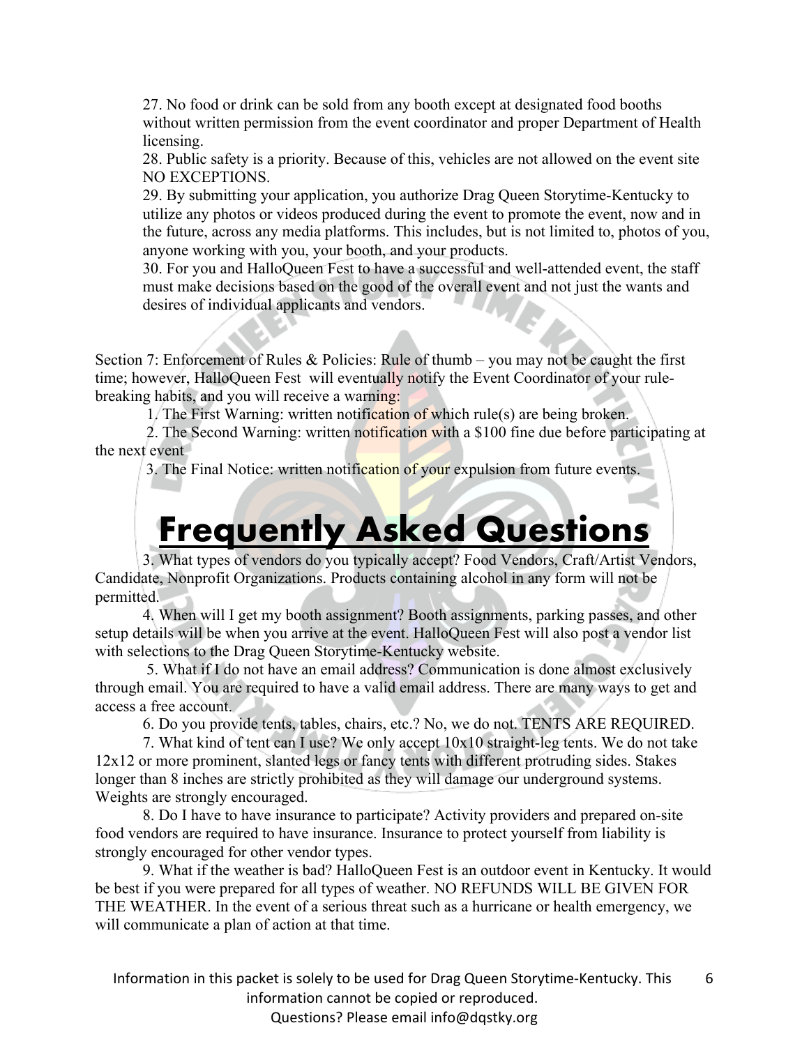27. No food or drink can be sold from any booth except at designated food booths without written permission from the event coordinator and proper Department of Health licensing.
28. Public safety is a priority. Because of this, vehicles are not allowed on the event site NO EXCEPTIONS.
29. By submitting your application, you authorize Drag Queen Storytime-Kentucky to utilize any photos or videos produced during the event to promote the event, now and in the future, across any media platforms. This includes, but is not limited to, photos of you, anyone working with you, your booth, and your products.
30. For you and HalloQueen Fest to have a successful and well-attended event, the staff must make decisions based on the good of the overall event and not just the wants and desires of individual applicants and vendors.

Section 7: Enforcement of Rules & Policies: Rule of thumb – you may not be caught the first time; however, HalloQueen Fest will eventually notify the Event Coordinator of your rule-breaking habits, and you will receive a warning:

1. The First Warning: written notification of which rule(s) are being broken.
2. The Second Warning: written notification with a $100 fine due before participating at the next event
3. The Final Notice: written notification of your expulsion from future events.

# Frequently Asked Questions

3. What types of vendors do you typically accept? Food Vendors, Craft/Artist Vendors, Candidate, Nonprofit Organizations. Products containing alcohol in any form will not be permitted.

4. When will I get my booth assignment? Booth assignments, parking passes, and other setup details will be when you arrive at the event. HalloQueen Fest will also post a vendor list with selections to the Drag Queen Storytime-Kentucky website.

5. What if I do not have an email address? Communication is done almost exclusively through email. You are required to have a valid email address. There are many ways to get and access a free account.

6. Do you provide tents, tables, chairs, etc.? No, we do not. TENTS ARE REQUIRED.

7. What kind of tent can I use? We only accept 10x10 straight-leg tents. We do not take 12x12 or more prominent, slanted legs or fancy tents with different protruding sides. Stakes longer than 8 inches are strictly prohibited as they will damage our underground systems. Weights are strongly encouraged.

8. Do I have to have insurance to participate? Activity providers and prepared on-site food vendors are required to have insurance. Insurance to protect yourself from liability is strongly encouraged for other vendor types.

9. What if the weather is bad? HalloQueen Fest is an outdoor event in Kentucky. It would be best if you were prepared for all types of weather. NO REFUNDS WILL BE GIVEN FOR THE WEATHER. In the event of a serious threat such as a hurricane or health emergency, we will communicate a plan of action at that time.

Information in this packet is solely to be used for Drag Queen Storytime-Kentucky. This information cannot be copied or reproduced.
Questions? Please email info@dqstky.org